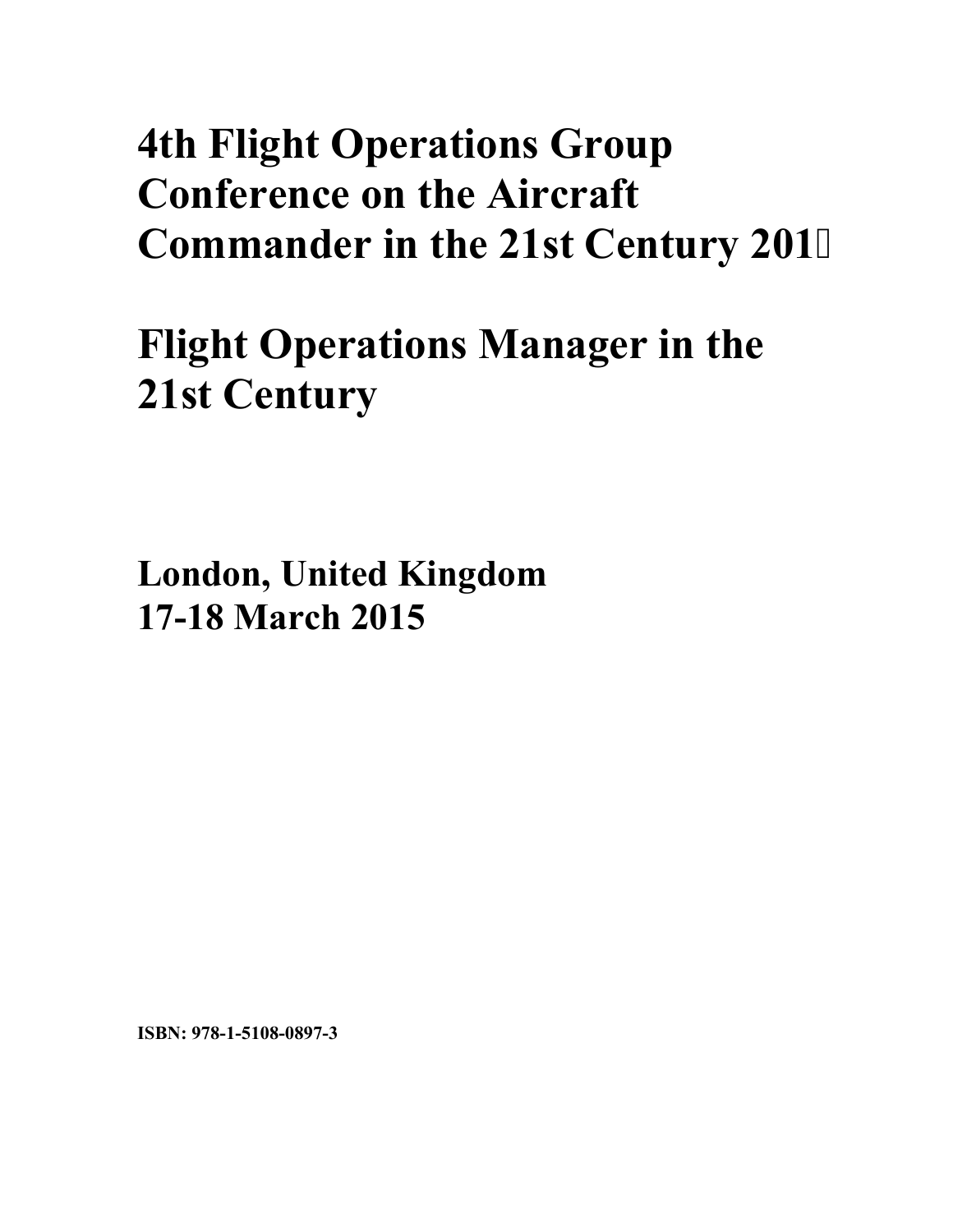# 4th Flight Operations Group Conference on the Aircraft Commander in the 21st Century 201

# Flight Operations Manager in the 21st Century

## London, United Kingdom
## 17-18 March 2015

**ISBN: 978-1-5108-0897-3**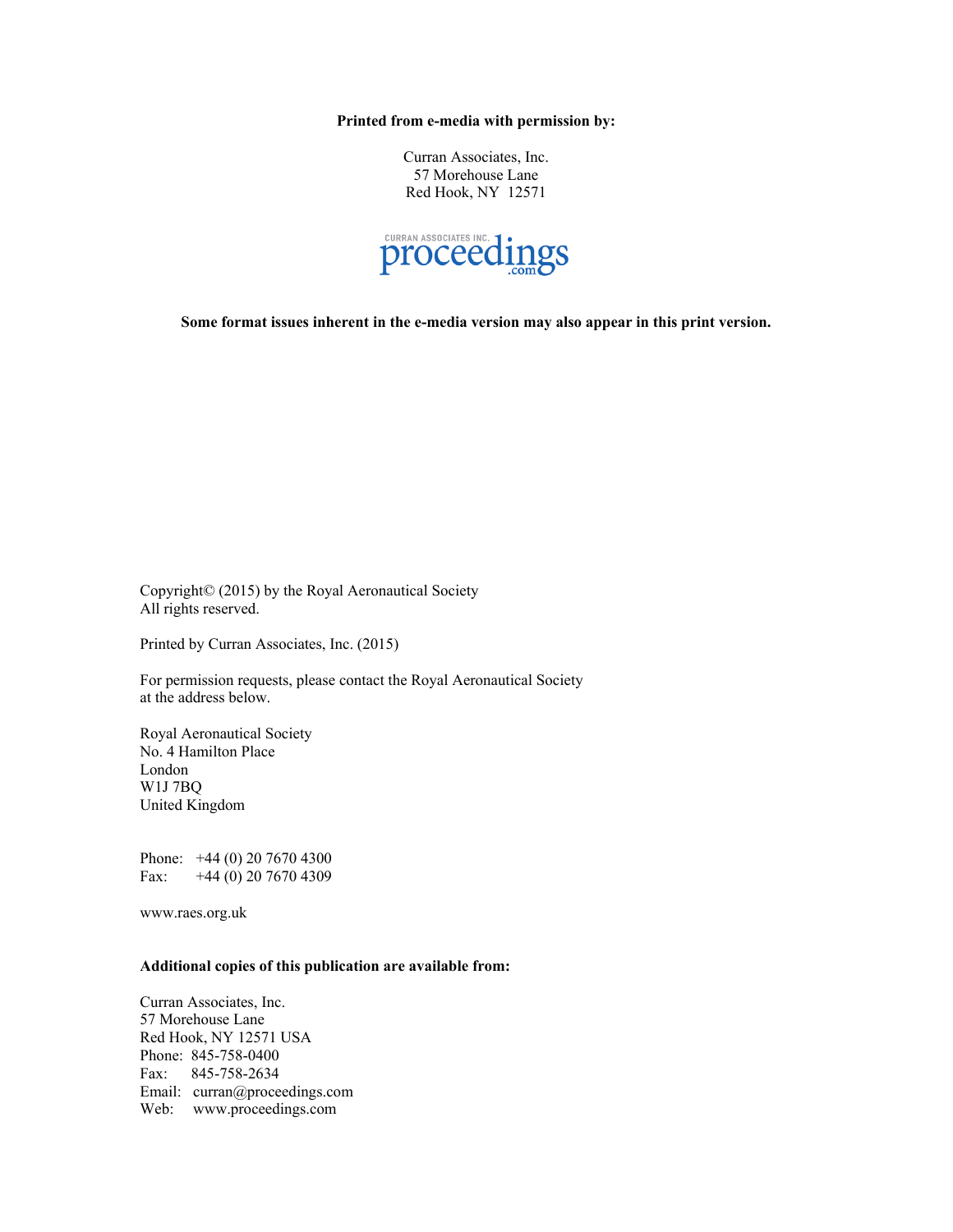**Printed from e-media with permission by:**

Curran Associates, Inc.
57 Morehouse Lane
Red Hook, NY 12571

CURRAN ASSOCIATES INC. proceedings.com

**Some format issues inherent in the e-media version may also appear in this print version.**

Copyright© (2015) by the Royal Aeronautical Society
All rights reserved.

Printed by Curran Associates, Inc. (2015)

For permission requests, please contact the Royal Aeronautical Society at the address below.

Royal Aeronautical Society
No. 4 Hamilton Place
London
W1J 7BQ
United Kingdom

Phone: +44 (0) 20 7670 4300
Fax: +44 (0) 20 7670 4309

www.raes.org.uk

**Additional copies of this publication are available from:**

Curran Associates, Inc.
57 Morehouse Lane
Red Hook, NY 12571 USA
Phone: 845-758-0400
Fax: 845-758-2634
Email: curran@proceedings.com
Web: www.proceedings.com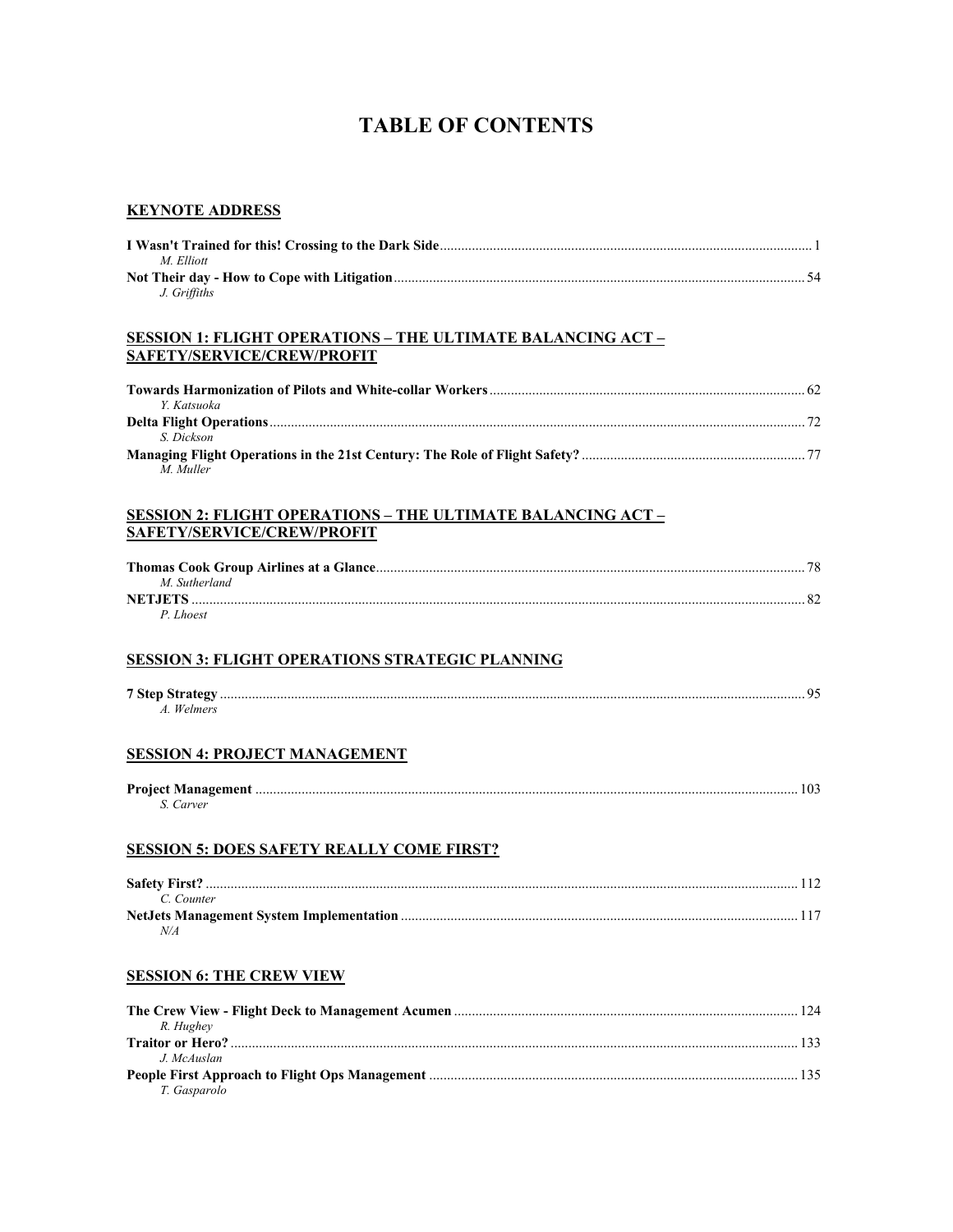# TABLE OF CONTENTS

## KEYNOTE ADDRESS

**I Wasn't Trained for this! Crossing to the Dark Side** ........ 1
*M. Elliott*

**Not Their day - How to Cope with Litigation** ........ 54
*J. Griffiths*

## SESSION 1: FLIGHT OPERATIONS – THE ULTIMATE BALANCING ACT – SAFETY/SERVICE/CREW/PROFIT

**Towards Harmonization of Pilots and White-collar Workers** ........ 62
*Y. Katsuoka*

**Delta Flight Operations** ........ 72
*S. Dickson*

**Managing Flight Operations in the 21st Century: The Role of Flight Safety?** ........ 77
*M. Muller*

## SESSION 2: FLIGHT OPERATIONS – THE ULTIMATE BALANCING ACT – SAFETY/SERVICE/CREW/PROFIT

**Thomas Cook Group Airlines at a Glance** ........ 78
*M. Sutherland*

**NETJETS** ........ 82
*P. Lhoest*

## SESSION 3: FLIGHT OPERATIONS STRATEGIC PLANNING

**7 Step Strategy** ........ 95
*A. Welmers*

## SESSION 4: PROJECT MANAGEMENT

**Project Management** ........ 103
*S. Carver*

## SESSION 5: DOES SAFETY REALLY COME FIRST?

**Safety First?** ........ 112
*C. Counter*

**NetJets Management System Implementation** ........ 117
*N/A*

## SESSION 6: THE CREW VIEW

**The Crew View - Flight Deck to Management Acumen** ........ 124
*R. Hughey*

**Traitor or Hero?** ........ 133
*J. McAuslan*

**People First Approach to Flight Ops Management** ........ 135
*T. Gasparolo*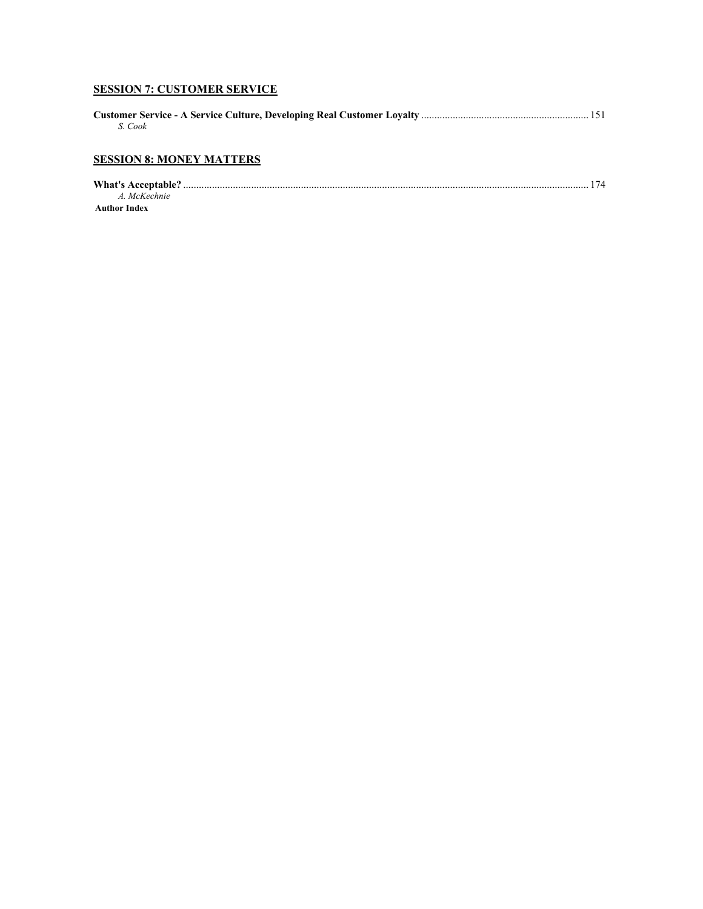## SESSION 7: CUSTOMER SERVICE

**Customer Service - A Service Culture, Developing Real Customer Loyalty** ................................................................ 151
*S. Cook*

## SESSION 8: MONEY MATTERS

**What's Acceptable?** ................................................................................................................................................ 174
*A. McKechnie*

**Author Index**